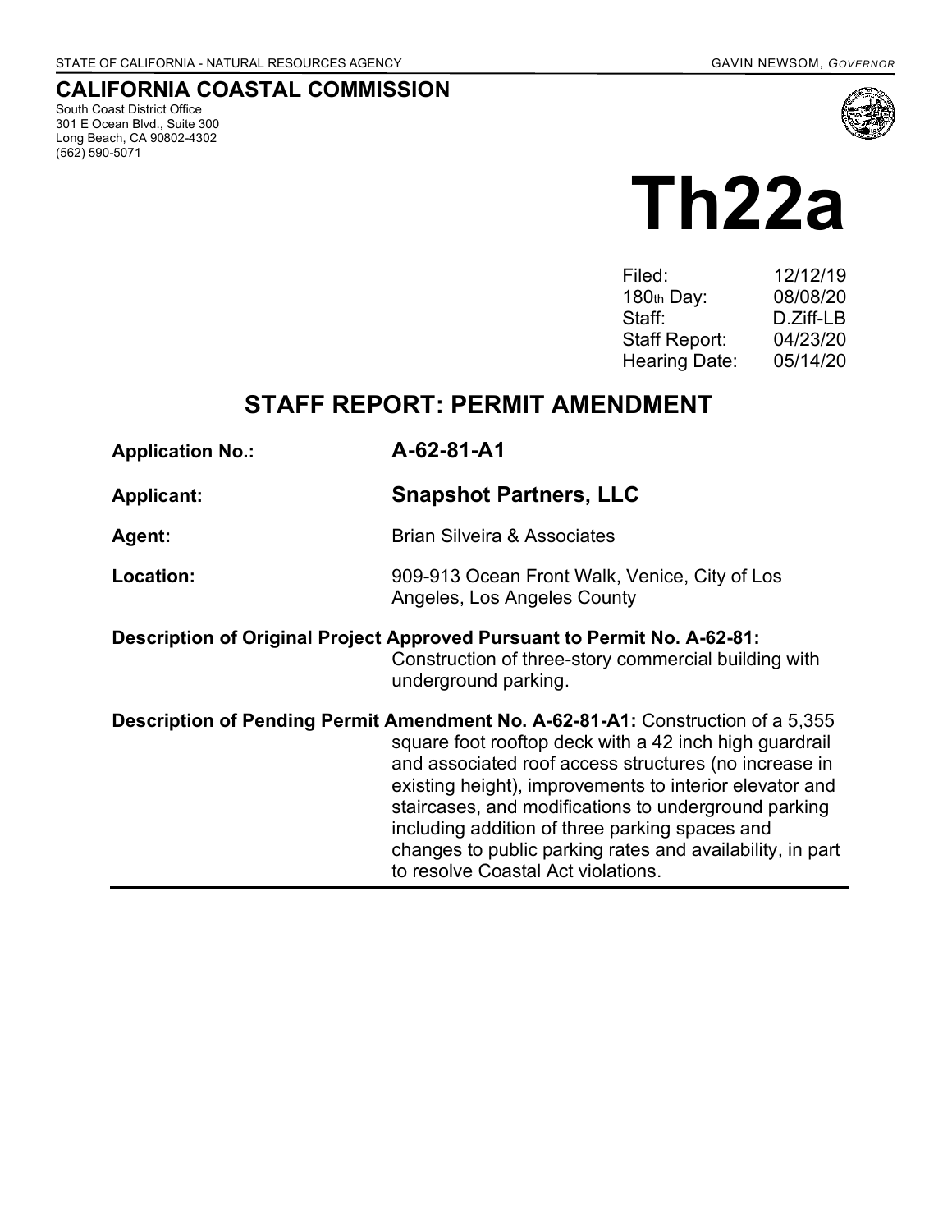STATE OF CALIFORNIA - NATURAL RESOURCES AGENCY GAVIN NEWSOM, *GOVERNOR*

# CALIFORNIA COASTAL COMMISSION

South Coast District Office
301 E Ocean Blvd., Suite 300
Long Beach, CA 90802-4302
(562) 590-5071

# Th22a

| | |
|---|---|
| Filed: | 12/12/19 |
| 180th Day: | 08/08/20 |
| Staff: | D.Ziff-LB |
| Staff Report: | 04/23/20 |
| Hearing Date: | 05/14/20 |

## STAFF REPORT: PERMIT AMENDMENT

**Application No.:** **A-62-81-A1**

**Applicant:** **Snapshot Partners, LLC**

**Agent:** Brian Silveira & Associates

**Location:** 909-913 Ocean Front Walk, Venice, City of Los Angeles, Los Angeles County

**Description of Original Project Approved Pursuant to Permit No. A-62-81:** Construction of three-story commercial building with underground parking.

**Description of Pending Permit Amendment No. A-62-81-A1:** Construction of a 5,355 square foot rooftop deck with a 42 inch high guardrail and associated roof access structures (no increase in existing height), improvements to interior elevator and staircases, and modifications to underground parking including addition of three parking spaces and changes to public parking rates and availability, in part to resolve Coastal Act violations.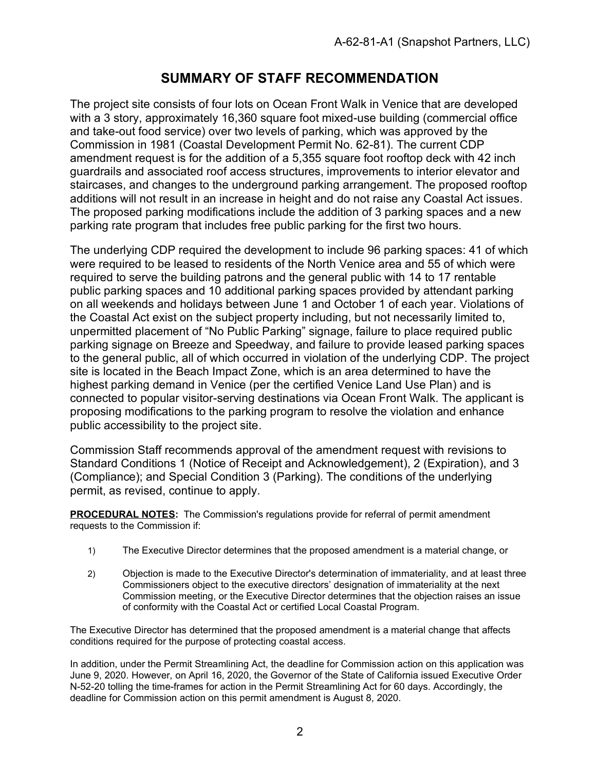# SUMMARY OF STAFF RECOMMENDATION

The project site consists of four lots on Ocean Front Walk in Venice that are developed with a 3 story, approximately 16,360 square foot mixed-use building (commercial office and take-out food service) over two levels of parking, which was approved by the Commission in 1981 (Coastal Development Permit No. 62-81). The current CDP amendment request is for the addition of a 5,355 square foot rooftop deck with 42 inch guardrails and associated roof access structures, improvements to interior elevator and staircases, and changes to the underground parking arrangement. The proposed rooftop additions will not result in an increase in height and do not raise any Coastal Act issues. The proposed parking modifications include the addition of 3 parking spaces and a new parking rate program that includes free public parking for the first two hours.

The underlying CDP required the development to include 96 parking spaces: 41 of which were required to be leased to residents of the North Venice area and 55 of which were required to serve the building patrons and the general public with 14 to 17 rentable public parking spaces and 10 additional parking spaces provided by attendant parking on all weekends and holidays between June 1 and October 1 of each year. Violations of the Coastal Act exist on the subject property including, but not necessarily limited to, unpermitted placement of "No Public Parking" signage, failure to place required public parking signage on Breeze and Speedway, and failure to provide leased parking spaces to the general public, all of which occurred in violation of the underlying CDP. The project site is located in the Beach Impact Zone, which is an area determined to have the highest parking demand in Venice (per the certified Venice Land Use Plan) and is connected to popular visitor-serving destinations via Ocean Front Walk. The applicant is proposing modifications to the parking program to resolve the violation and enhance public accessibility to the project site.

Commission Staff recommends approval of the amendment request with revisions to Standard Conditions 1 (Notice of Receipt and Acknowledgement), 2 (Expiration), and 3 (Compliance); and Special Condition 3 (Parking). The conditions of the underlying permit, as revised, continue to apply.

**PROCEDURAL NOTES:** The Commission's regulations provide for referral of permit amendment requests to the Commission if:

1) The Executive Director determines that the proposed amendment is a material change, or

2) Objection is made to the Executive Director's determination of immateriality, and at least three Commissioners object to the executive directors' designation of immateriality at the next Commission meeting, or the Executive Director determines that the objection raises an issue of conformity with the Coastal Act or certified Local Coastal Program.

The Executive Director has determined that the proposed amendment is a material change that affects conditions required for the purpose of protecting coastal access.

In addition, under the Permit Streamlining Act, the deadline for Commission action on this application was June 9, 2020. However, on April 16, 2020, the Governor of the State of California issued Executive Order N-52-20 tolling the time-frames for action in the Permit Streamlining Act for 60 days. Accordingly, the deadline for Commission action on this permit amendment is August 8, 2020.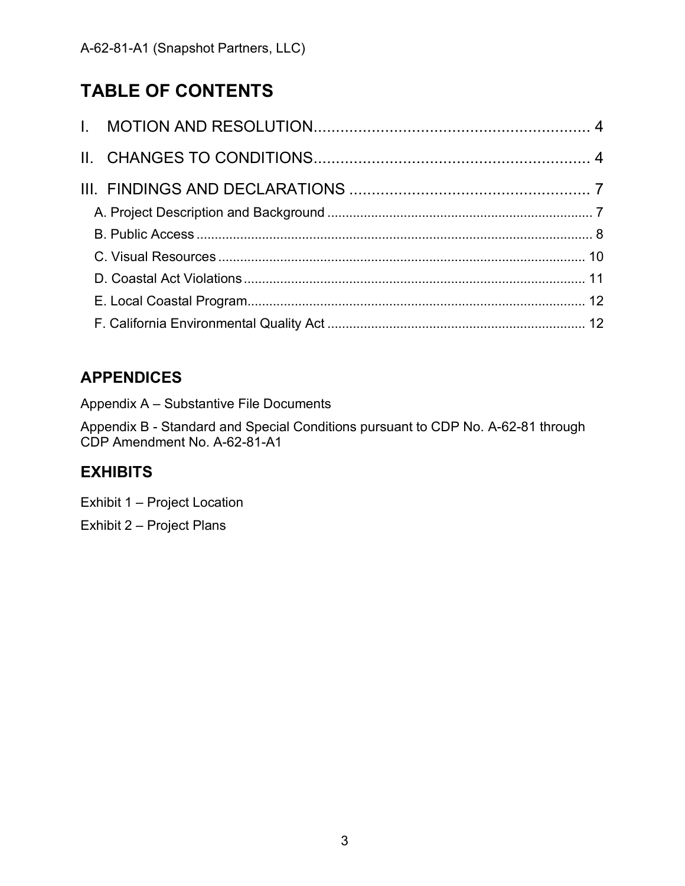# TABLE OF CONTENTS

I. MOTION AND RESOLUTION ........................................................ 4

II. CHANGES TO CONDITIONS ........................................................ 4

III. FINDINGS AND DECLARATIONS ........................................................ 7

- A. Project Description and Background ........................................................ 7
- B. Public Access ........................................................ 8
- C. Visual Resources ........................................................ 10
- D. Coastal Act Violations ........................................................ 11
- E. Local Coastal Program ........................................................ 12
- F. California Environmental Quality Act ........................................................ 12

## APPENDICES

Appendix A – Substantive File Documents

Appendix B - Standard and Special Conditions pursuant to CDP No. A-62-81 through CDP Amendment No. A-62-81-A1

## EXHIBITS

Exhibit 1 – Project Location

Exhibit 2 – Project Plans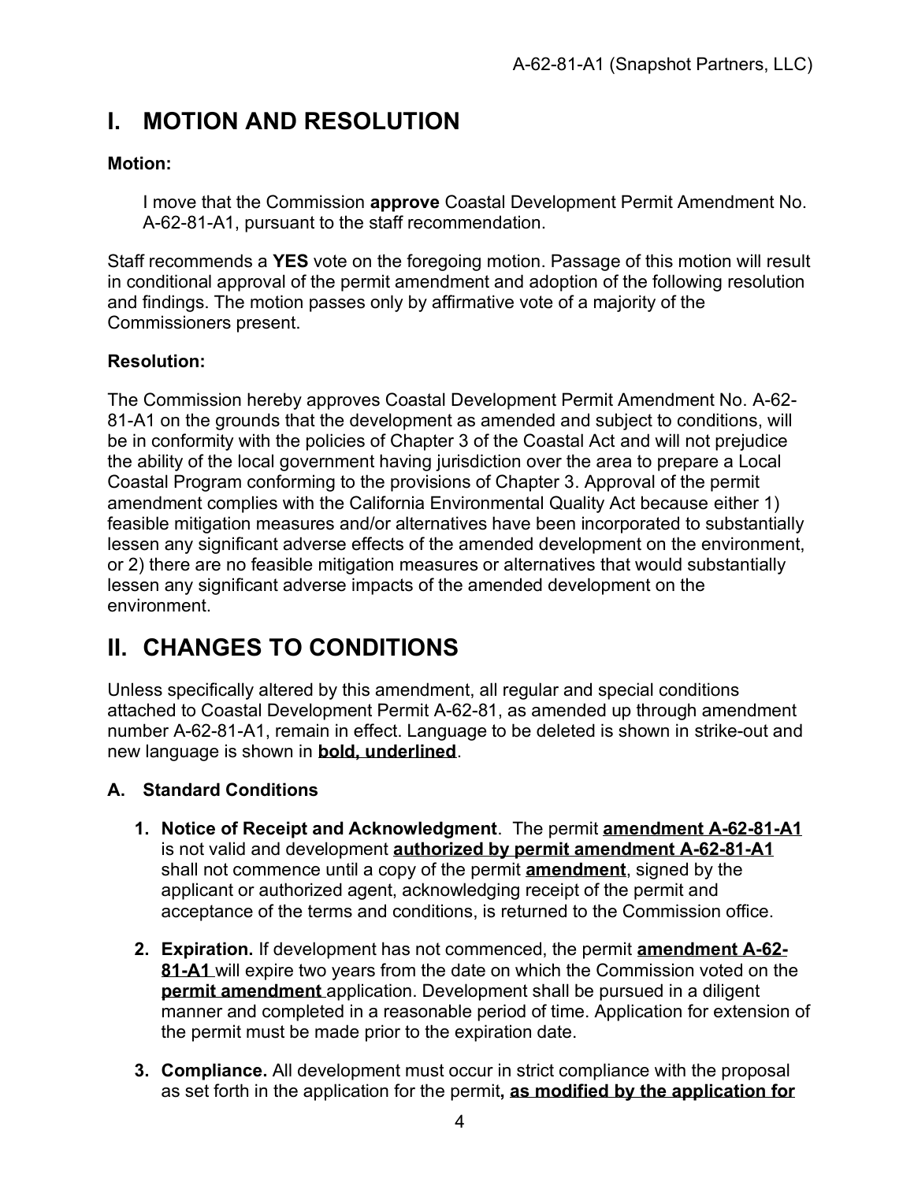# I. MOTION AND RESOLUTION

**Motion:**

> I move that the Commission **approve** Coastal Development Permit Amendment No. A-62-81-A1, pursuant to the staff recommendation.

Staff recommends a **YES** vote on the foregoing motion. Passage of this motion will result in conditional approval of the permit amendment and adoption of the following resolution and findings. The motion passes only by affirmative vote of a majority of the Commissioners present.

**Resolution:**

The Commission hereby approves Coastal Development Permit Amendment No. A-62-81-A1 on the grounds that the development as amended and subject to conditions, will be in conformity with the policies of Chapter 3 of the Coastal Act and will not prejudice the ability of the local government having jurisdiction over the area to prepare a Local Coastal Program conforming to the provisions of Chapter 3. Approval of the permit amendment complies with the California Environmental Quality Act because either 1) feasible mitigation measures and/or alternatives have been incorporated to substantially lessen any significant adverse effects of the amended development on the environment, or 2) there are no feasible mitigation measures or alternatives that would substantially lessen any significant adverse impacts of the amended development on the environment.

# II. CHANGES TO CONDITIONS

Unless specifically altered by this amendment, all regular and special conditions attached to Coastal Development Permit A-62-81, as amended up through amendment number A-62-81-A1, remain in effect. Language to be deleted is shown in strike-out and new language is shown in **<u>bold, underlined</u>**.

### A. Standard Conditions

1. **Notice of Receipt and Acknowledgment**. The permit **<u>amendment A-62-81-A1</u>** is not valid and development **<u>authorized by permit amendment A-62-81-A1</u>** shall not commence until a copy of the permit **<u>amendment</u>**, signed by the applicant or authorized agent, acknowledging receipt of the permit and acceptance of the terms and conditions, is returned to the Commission office.

2. **Expiration.** If development has not commenced, the permit **<u>amendment A-62-81-A1</u>** will expire two years from the date on which the Commission voted on the **<u>permit amendment</u>** application. Development shall be pursued in a diligent manner and completed in a reasonable period of time. Application for extension of the permit must be made prior to the expiration date.

3. **Compliance.** All development must occur in strict compliance with the proposal as set forth in the application for the permit**<u>, as modified by the application for</u>**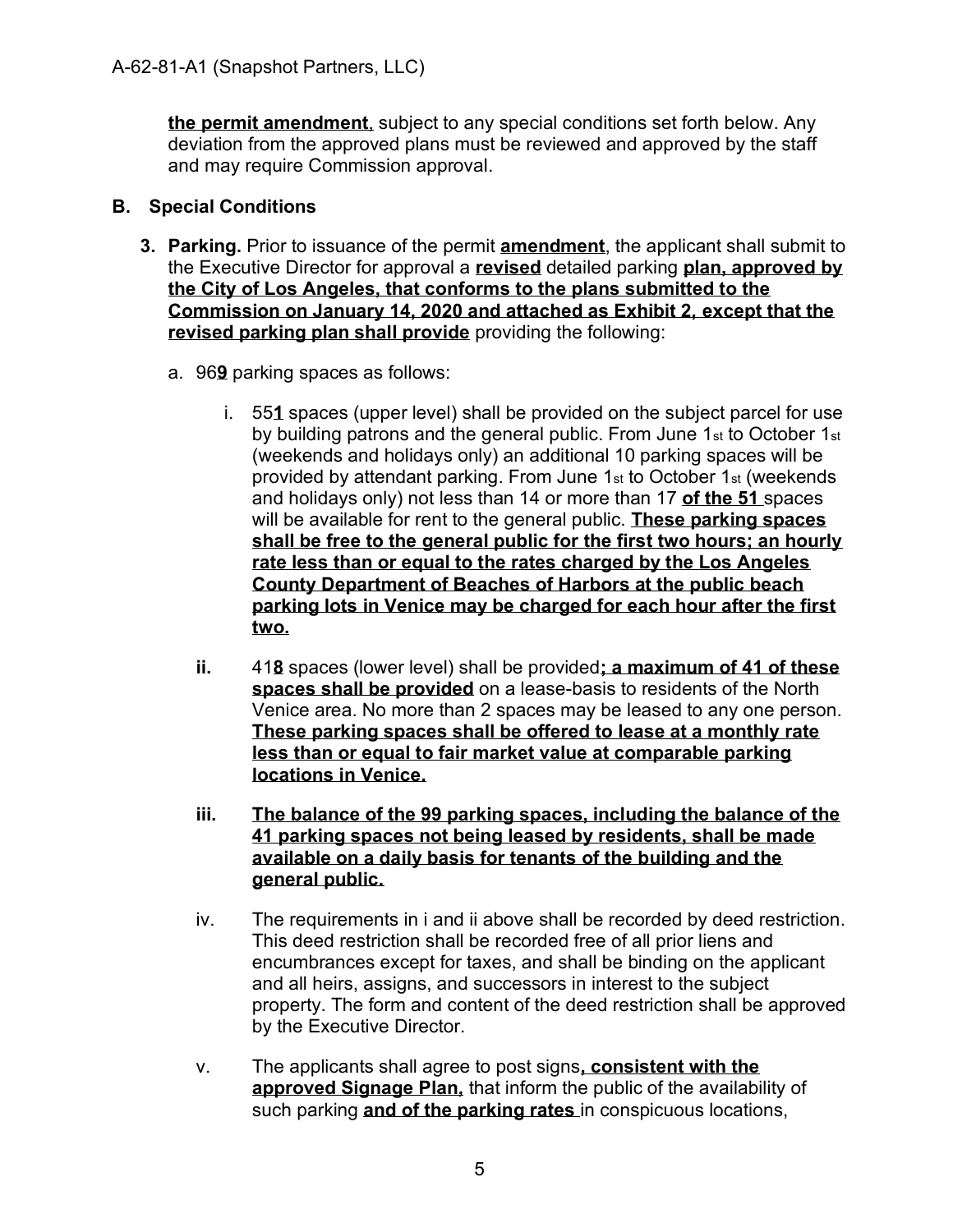**the permit amendment**, subject to any special conditions set forth below. Any deviation from the approved plans must be reviewed and approved by the staff and may require Commission approval.

## B. Special Conditions

3. **Parking.** Prior to issuance of the permit **amendment**, the applicant shall submit to the Executive Director for approval a **revised** detailed parking **plan, approved by the City of Los Angeles, that conforms to the plans submitted to the Commission on January 14, 2020 and attached as Exhibit 2, except that the revised parking plan shall provide** providing the following:

   a. 96**9** parking spaces as follows:

      i. 55**1** spaces (upper level) shall be provided on the subject parcel for use by building patrons and the general public. From June 1st to October 1st (weekends and holidays only) an additional 10 parking spaces will be provided by attendant parking. From June 1st to October 1st (weekends and holidays only) not less than 14 or more than 17 **of the 51** spaces will be available for rent to the general public. **These parking spaces shall be free to the general public for the first two hours; an hourly rate less than or equal to the rates charged by the Los Angeles County Department of Beaches of Harbors at the public beach parking lots in Venice may be charged for each hour after the first two.**

      **ii.** 41**8** spaces (lower level) shall be provided**; a maximum of 41 of these spaces shall be provided** on a lease-basis to residents of the North Venice area. No more than 2 spaces may be leased to any one person. **These parking spaces shall be offered to lease at a monthly rate less than or equal to fair market value at comparable parking locations in Venice.**

      **iii. The balance of the 99 parking spaces, including the balance of the 41 parking spaces not being leased by residents, shall be made available on a daily basis for tenants of the building and the general public.**

      iv. The requirements in i and ii above shall be recorded by deed restriction. This deed restriction shall be recorded free of all prior liens and encumbrances except for taxes, and shall be binding on the applicant and all heirs, assigns, and successors in interest to the subject property. The form and content of the deed restriction shall be approved by the Executive Director.

      v. The applicants shall agree to post signs**, consistent with the approved Signage Plan,** that inform the public of the availability of such parking **and of the parking rates** in conspicuous locations,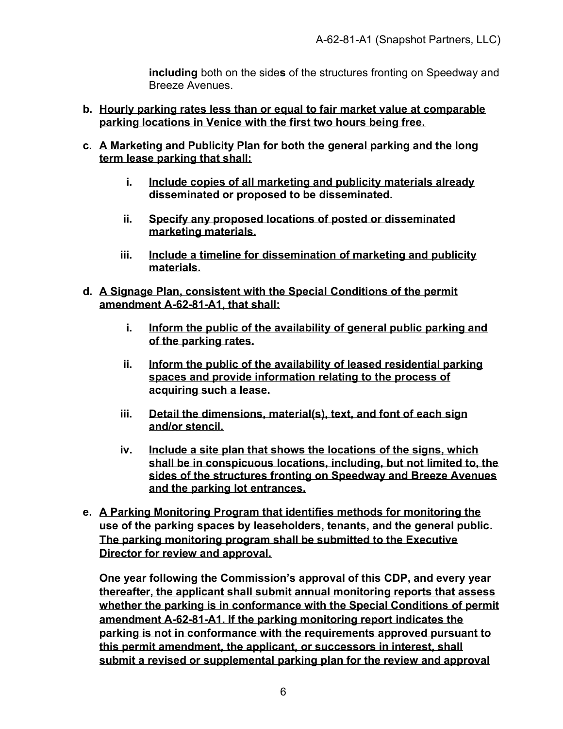**including** both on the side**s** of the structures fronting on Speedway and Breeze Avenues.

b. **Hourly parking rates less than or equal to fair market value at comparable parking locations in Venice with the first two hours being free.**

c. **A Marketing and Publicity Plan for both the general parking and the long term lease parking that shall:**

   i. **Include copies of all marketing and publicity materials already disseminated or proposed to be disseminated.**

   ii. **Specify any proposed locations of posted or disseminated marketing materials.**

   iii. **Include a timeline for dissemination of marketing and publicity materials.**

d. **A Signage Plan, consistent with the Special Conditions of the permit amendment A-62-81-A1, that shall:**

   i. **Inform the public of the availability of general public parking and of the parking rates.**

   ii. **Inform the public of the availability of leased residential parking spaces and provide information relating to the process of acquiring such a lease.**

   iii. **Detail the dimensions, material(s), text, and font of each sign and/or stencil.**

   iv. **Include a site plan that shows the locations of the signs, which shall be in conspicuous locations, including, but not limited to, the sides of the structures fronting on Speedway and Breeze Avenues and the parking lot entrances.**

e. **A Parking Monitoring Program that identifies methods for monitoring the use of the parking spaces by leaseholders, tenants, and the general public. The parking monitoring program shall be submitted to the Executive Director for review and approval.**

   **One year following the Commission's approval of this CDP, and every year thereafter, the applicant shall submit annual monitoring reports that assess whether the parking is in conformance with the Special Conditions of permit amendment A-62-81-A1. If the parking monitoring report indicates the parking is not in conformance with the requirements approved pursuant to this permit amendment, the applicant, or successors in interest, shall submit a revised or supplemental parking plan for the review and approval**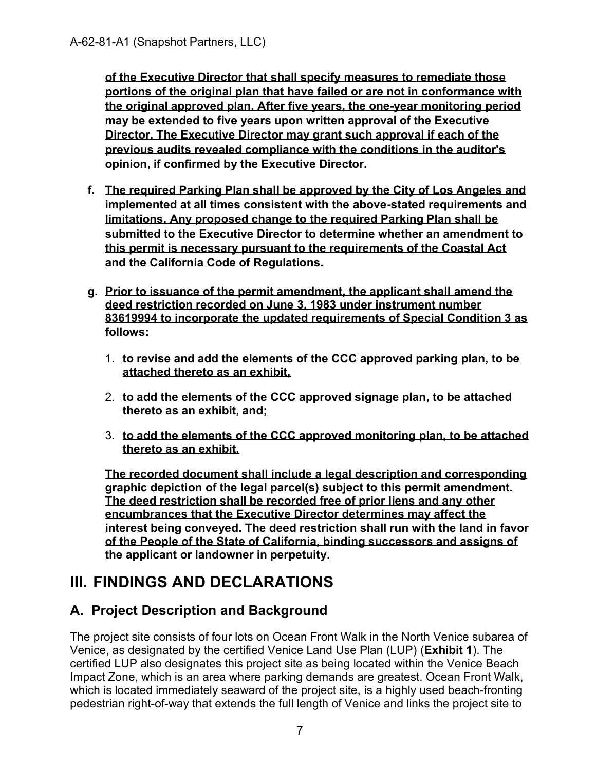**of the Executive Director that shall specify measures to remediate those portions of the original plan that have failed or are not in conformance with the original approved plan. After five years, the one-year monitoring period may be extended to five years upon written approval of the Executive Director. The Executive Director may grant such approval if each of the previous audits revealed compliance with the conditions in the auditor's opinion, if confirmed by the Executive Director.**

f. **The required Parking Plan shall be approved by the City of Los Angeles and implemented at all times consistent with the above-stated requirements and limitations. Any proposed change to the required Parking Plan shall be submitted to the Executive Director to determine whether an amendment to this permit is necessary pursuant to the requirements of the Coastal Act and the California Code of Regulations.**

g. **Prior to issuance of the permit amendment, the applicant shall amend the deed restriction recorded on June 3, 1983 under instrument number 83619994 to incorporate the updated requirements of Special Condition 3 as follows:**

   1. **to revise and add the elements of the CCC approved parking plan, to be attached thereto as an exhibit,**
   2. **to add the elements of the CCC approved signage plan, to be attached thereto as an exhibit, and;**
   3. **to add the elements of the CCC approved monitoring plan, to be attached thereto as an exhibit.**

   **The recorded document shall include a legal description and corresponding graphic depiction of the legal parcel(s) subject to this permit amendment. The deed restriction shall be recorded free of prior liens and any other encumbrances that the Executive Director determines may affect the interest being conveyed. The deed restriction shall run with the land in favor of the People of the State of California, binding successors and assigns of the applicant or landowner in perpetuity.**

# III. FINDINGS AND DECLARATIONS

## A. Project Description and Background

The project site consists of four lots on Ocean Front Walk in the North Venice subarea of Venice, as designated by the certified Venice Land Use Plan (LUP) (**Exhibit 1**). The certified LUP also designates this project site as being located within the Venice Beach Impact Zone, which is an area where parking demands are greatest. Ocean Front Walk, which is located immediately seaward of the project site, is a highly used beach-fronting pedestrian right-of-way that extends the full length of Venice and links the project site to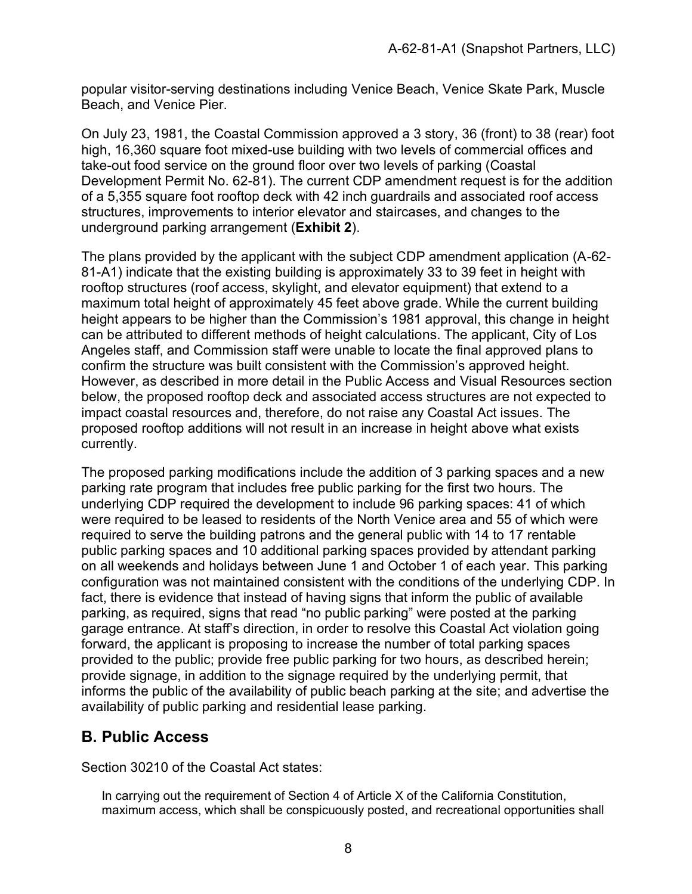popular visitor-serving destinations including Venice Beach, Venice Skate Park, Muscle Beach, and Venice Pier.

On July 23, 1981, the Coastal Commission approved a 3 story, 36 (front) to 38 (rear) foot high, 16,360 square foot mixed-use building with two levels of commercial offices and take-out food service on the ground floor over two levels of parking (Coastal Development Permit No. 62-81). The current CDP amendment request is for the addition of a 5,355 square foot rooftop deck with 42 inch guardrails and associated roof access structures, improvements to interior elevator and staircases, and changes to the underground parking arrangement (**Exhibit 2**).

The plans provided by the applicant with the subject CDP amendment application (A-62-81-A1) indicate that the existing building is approximately 33 to 39 feet in height with rooftop structures (roof access, skylight, and elevator equipment) that extend to a maximum total height of approximately 45 feet above grade. While the current building height appears to be higher than the Commission's 1981 approval, this change in height can be attributed to different methods of height calculations. The applicant, City of Los Angeles staff, and Commission staff were unable to locate the final approved plans to confirm the structure was built consistent with the Commission's approved height. However, as described in more detail in the Public Access and Visual Resources section below, the proposed rooftop deck and associated access structures are not expected to impact coastal resources and, therefore, do not raise any Coastal Act issues. The proposed rooftop additions will not result in an increase in height above what exists currently.

The proposed parking modifications include the addition of 3 parking spaces and a new parking rate program that includes free public parking for the first two hours. The underlying CDP required the development to include 96 parking spaces: 41 of which were required to be leased to residents of the North Venice area and 55 of which were required to serve the building patrons and the general public with 14 to 17 rentable public parking spaces and 10 additional parking spaces provided by attendant parking on all weekends and holidays between June 1 and October 1 of each year. This parking configuration was not maintained consistent with the conditions of the underlying CDP. In fact, there is evidence that instead of having signs that inform the public of available parking, as required, signs that read "no public parking" were posted at the parking garage entrance. At staff's direction, in order to resolve this Coastal Act violation going forward, the applicant is proposing to increase the number of total parking spaces provided to the public; provide free public parking for two hours, as described herein; provide signage, in addition to the signage required by the underlying permit, that informs the public of the availability of public beach parking at the site; and advertise the availability of public parking and residential lease parking.

## B. Public Access

Section 30210 of the Coastal Act states:

> In carrying out the requirement of Section 4 of Article X of the California Constitution, maximum access, which shall be conspicuously posted, and recreational opportunities shall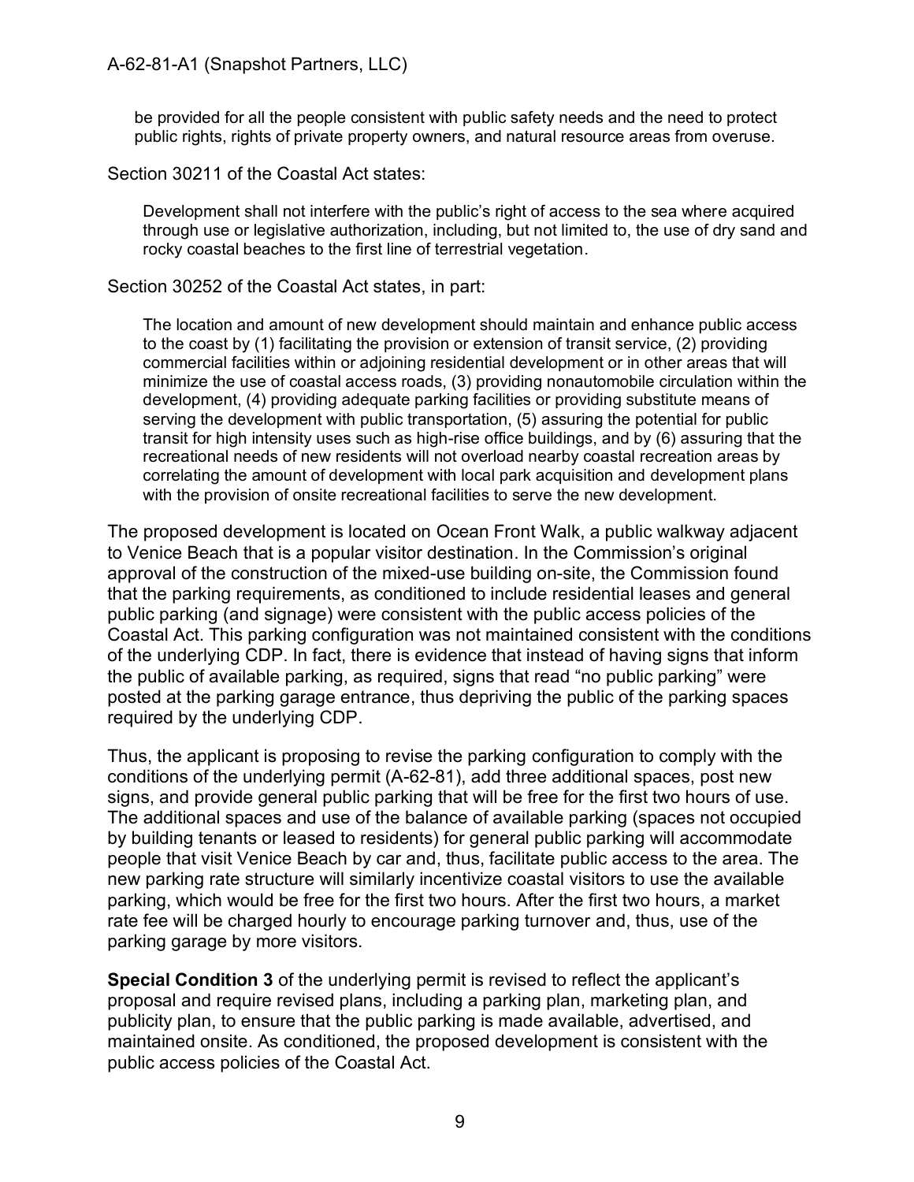> be provided for all the people consistent with public safety needs and the need to protect public rights, rights of private property owners, and natural resource areas from overuse.

Section 30211 of the Coastal Act states:

> Development shall not interfere with the public's right of access to the sea where acquired through use or legislative authorization, including, but not limited to, the use of dry sand and rocky coastal beaches to the first line of terrestrial vegetation.

Section 30252 of the Coastal Act states, in part:

> The location and amount of new development should maintain and enhance public access to the coast by (1) facilitating the provision or extension of transit service, (2) providing commercial facilities within or adjoining residential development or in other areas that will minimize the use of coastal access roads, (3) providing nonautomobile circulation within the development, (4) providing adequate parking facilities or providing substitute means of serving the development with public transportation, (5) assuring the potential for public transit for high intensity uses such as high-rise office buildings, and by (6) assuring that the recreational needs of new residents will not overload nearby coastal recreation areas by correlating the amount of development with local park acquisition and development plans with the provision of onsite recreational facilities to serve the new development.

The proposed development is located on Ocean Front Walk, a public walkway adjacent to Venice Beach that is a popular visitor destination. In the Commission's original approval of the construction of the mixed-use building on-site, the Commission found that the parking requirements, as conditioned to include residential leases and general public parking (and signage) were consistent with the public access policies of the Coastal Act. This parking configuration was not maintained consistent with the conditions of the underlying CDP. In fact, there is evidence that instead of having signs that inform the public of available parking, as required, signs that read "no public parking" were posted at the parking garage entrance, thus depriving the public of the parking spaces required by the underlying CDP.

Thus, the applicant is proposing to revise the parking configuration to comply with the conditions of the underlying permit (A-62-81), add three additional spaces, post new signs, and provide general public parking that will be free for the first two hours of use. The additional spaces and use of the balance of available parking (spaces not occupied by building tenants or leased to residents) for general public parking will accommodate people that visit Venice Beach by car and, thus, facilitate public access to the area. The new parking rate structure will similarly incentivize coastal visitors to use the available parking, which would be free for the first two hours. After the first two hours, a market rate fee will be charged hourly to encourage parking turnover and, thus, use of the parking garage by more visitors.

**Special Condition 3** of the underlying permit is revised to reflect the applicant's proposal and require revised plans, including a parking plan, marketing plan, and publicity plan, to ensure that the public parking is made available, advertised, and maintained onsite. As conditioned, the proposed development is consistent with the public access policies of the Coastal Act.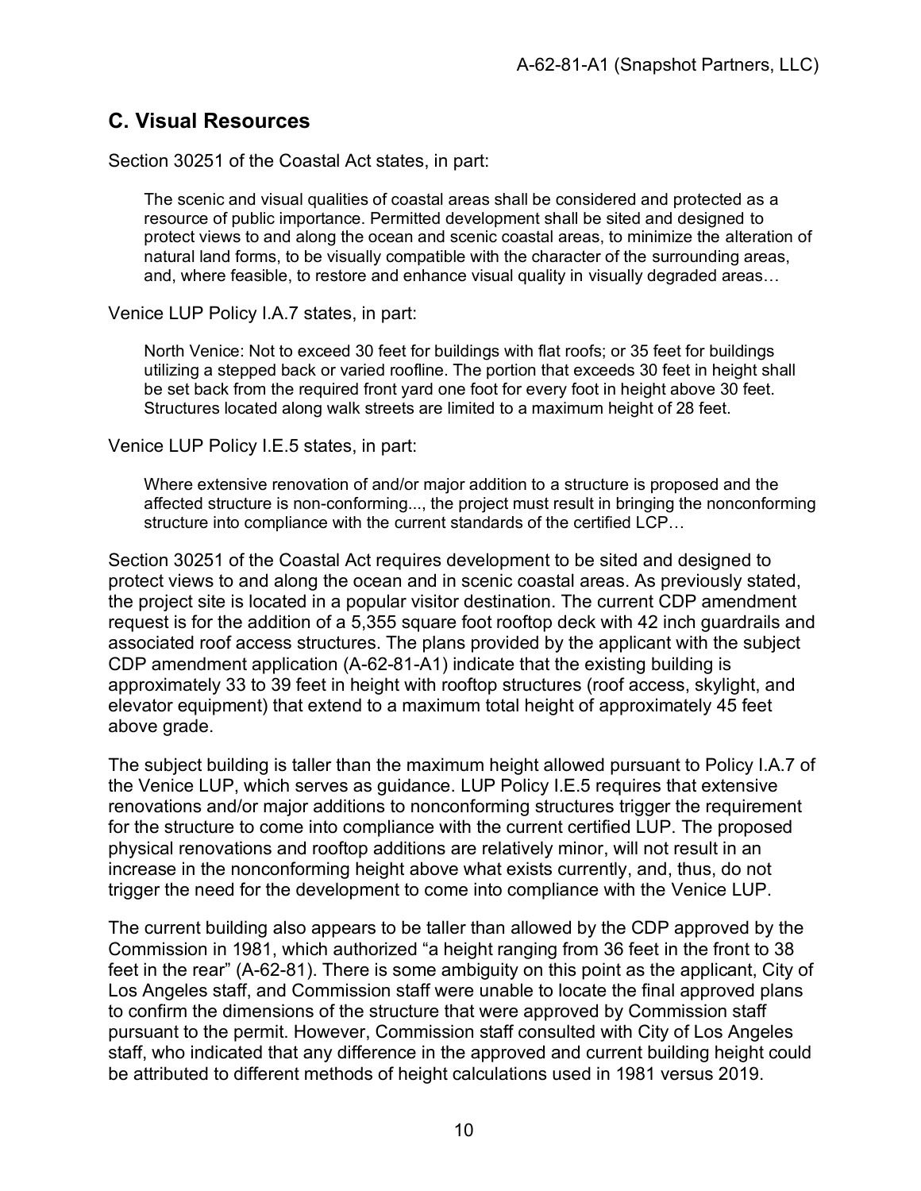## C. Visual Resources

Section 30251 of the Coastal Act states, in part:

> The scenic and visual qualities of coastal areas shall be considered and protected as a resource of public importance. Permitted development shall be sited and designed to protect views to and along the ocean and scenic coastal areas, to minimize the alteration of natural land forms, to be visually compatible with the character of the surrounding areas, and, where feasible, to restore and enhance visual quality in visually degraded areas…

Venice LUP Policy I.A.7 states, in part:

> North Venice: Not to exceed 30 feet for buildings with flat roofs; or 35 feet for buildings utilizing a stepped back or varied roofline. The portion that exceeds 30 feet in height shall be set back from the required front yard one foot for every foot in height above 30 feet. Structures located along walk streets are limited to a maximum height of 28 feet.

Venice LUP Policy I.E.5 states, in part:

> Where extensive renovation of and/or major addition to a structure is proposed and the affected structure is non-conforming..., the project must result in bringing the nonconforming structure into compliance with the current standards of the certified LCP…

Section 30251 of the Coastal Act requires development to be sited and designed to protect views to and along the ocean and in scenic coastal areas. As previously stated, the project site is located in a popular visitor destination. The current CDP amendment request is for the addition of a 5,355 square foot rooftop deck with 42 inch guardrails and associated roof access structures. The plans provided by the applicant with the subject CDP amendment application (A-62-81-A1) indicate that the existing building is approximately 33 to 39 feet in height with rooftop structures (roof access, skylight, and elevator equipment) that extend to a maximum total height of approximately 45 feet above grade.

The subject building is taller than the maximum height allowed pursuant to Policy I.A.7 of the Venice LUP, which serves as guidance. LUP Policy I.E.5 requires that extensive renovations and/or major additions to nonconforming structures trigger the requirement for the structure to come into compliance with the current certified LUP. The proposed physical renovations and rooftop additions are relatively minor, will not result in an increase in the nonconforming height above what exists currently, and, thus, do not trigger the need for the development to come into compliance with the Venice LUP.

The current building also appears to be taller than allowed by the CDP approved by the Commission in 1981, which authorized "a height ranging from 36 feet in the front to 38 feet in the rear" (A-62-81). There is some ambiguity on this point as the applicant, City of Los Angeles staff, and Commission staff were unable to locate the final approved plans to confirm the dimensions of the structure that were approved by Commission staff pursuant to the permit. However, Commission staff consulted with City of Los Angeles staff, who indicated that any difference in the approved and current building height could be attributed to different methods of height calculations used in 1981 versus 2019.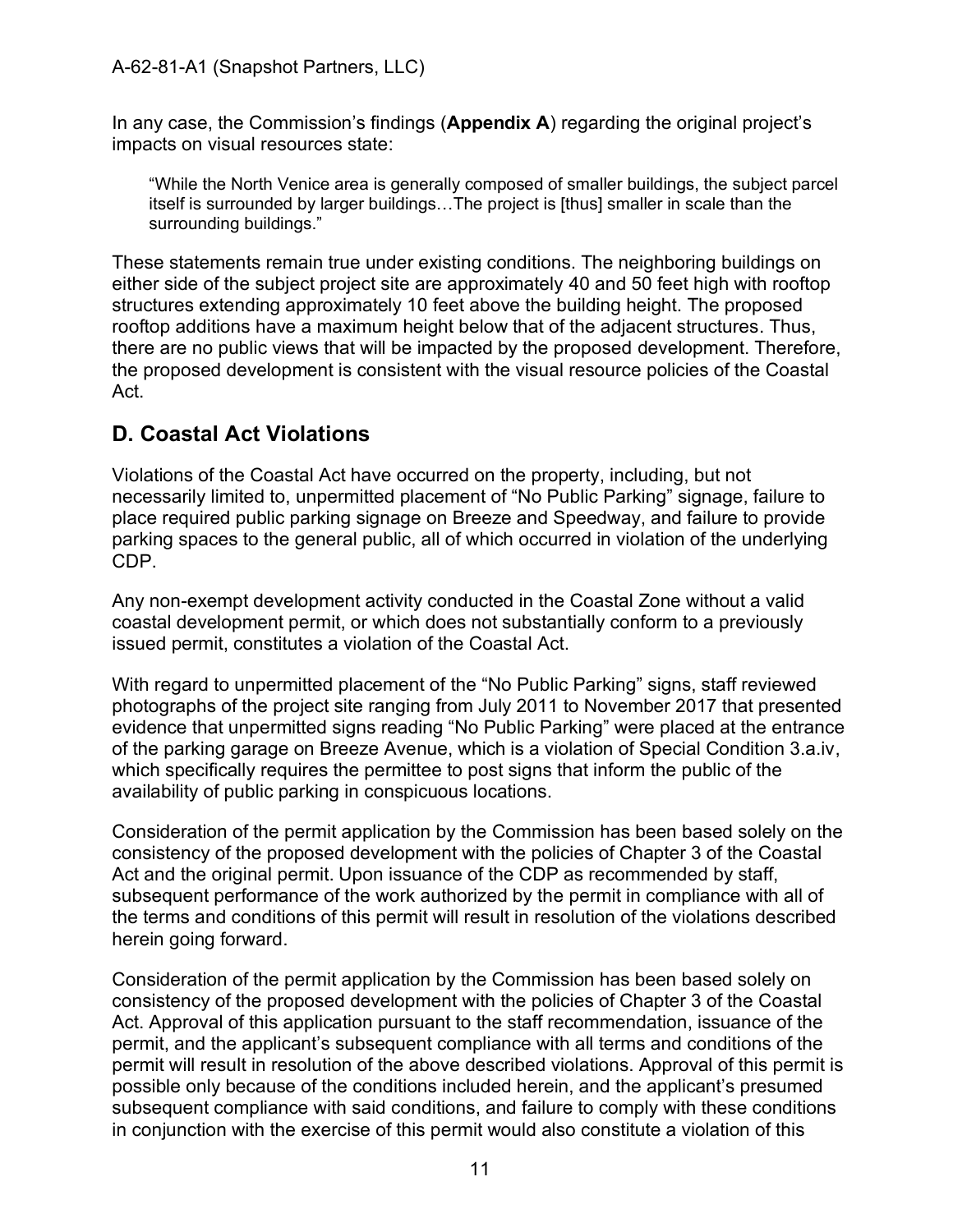In any case, the Commission's findings (**Appendix A**) regarding the original project's impacts on visual resources state:

> "While the North Venice area is generally composed of smaller buildings, the subject parcel itself is surrounded by larger buildings…The project is [thus] smaller in scale than the surrounding buildings."

These statements remain true under existing conditions. The neighboring buildings on either side of the subject project site are approximately 40 and 50 feet high with rooftop structures extending approximately 10 feet above the building height. The proposed rooftop additions have a maximum height below that of the adjacent structures. Thus, there are no public views that will be impacted by the proposed development. Therefore, the proposed development is consistent with the visual resource policies of the Coastal Act.

## D. Coastal Act Violations

Violations of the Coastal Act have occurred on the property, including, but not necessarily limited to, unpermitted placement of "No Public Parking" signage, failure to place required public parking signage on Breeze and Speedway, and failure to provide parking spaces to the general public, all of which occurred in violation of the underlying CDP.

Any non-exempt development activity conducted in the Coastal Zone without a valid coastal development permit, or which does not substantially conform to a previously issued permit, constitutes a violation of the Coastal Act.

With regard to unpermitted placement of the "No Public Parking" signs, staff reviewed photographs of the project site ranging from July 2011 to November 2017 that presented evidence that unpermitted signs reading "No Public Parking" were placed at the entrance of the parking garage on Breeze Avenue, which is a violation of Special Condition 3.a.iv, which specifically requires the permittee to post signs that inform the public of the availability of public parking in conspicuous locations.

Consideration of the permit application by the Commission has been based solely on the consistency of the proposed development with the policies of Chapter 3 of the Coastal Act and the original permit. Upon issuance of the CDP as recommended by staff, subsequent performance of the work authorized by the permit in compliance with all of the terms and conditions of this permit will result in resolution of the violations described herein going forward.

Consideration of the permit application by the Commission has been based solely on consistency of the proposed development with the policies of Chapter 3 of the Coastal Act. Approval of this application pursuant to the staff recommendation, issuance of the permit, and the applicant's subsequent compliance with all terms and conditions of the permit will result in resolution of the above described violations. Approval of this permit is possible only because of the conditions included herein, and the applicant's presumed subsequent compliance with said conditions, and failure to comply with these conditions in conjunction with the exercise of this permit would also constitute a violation of this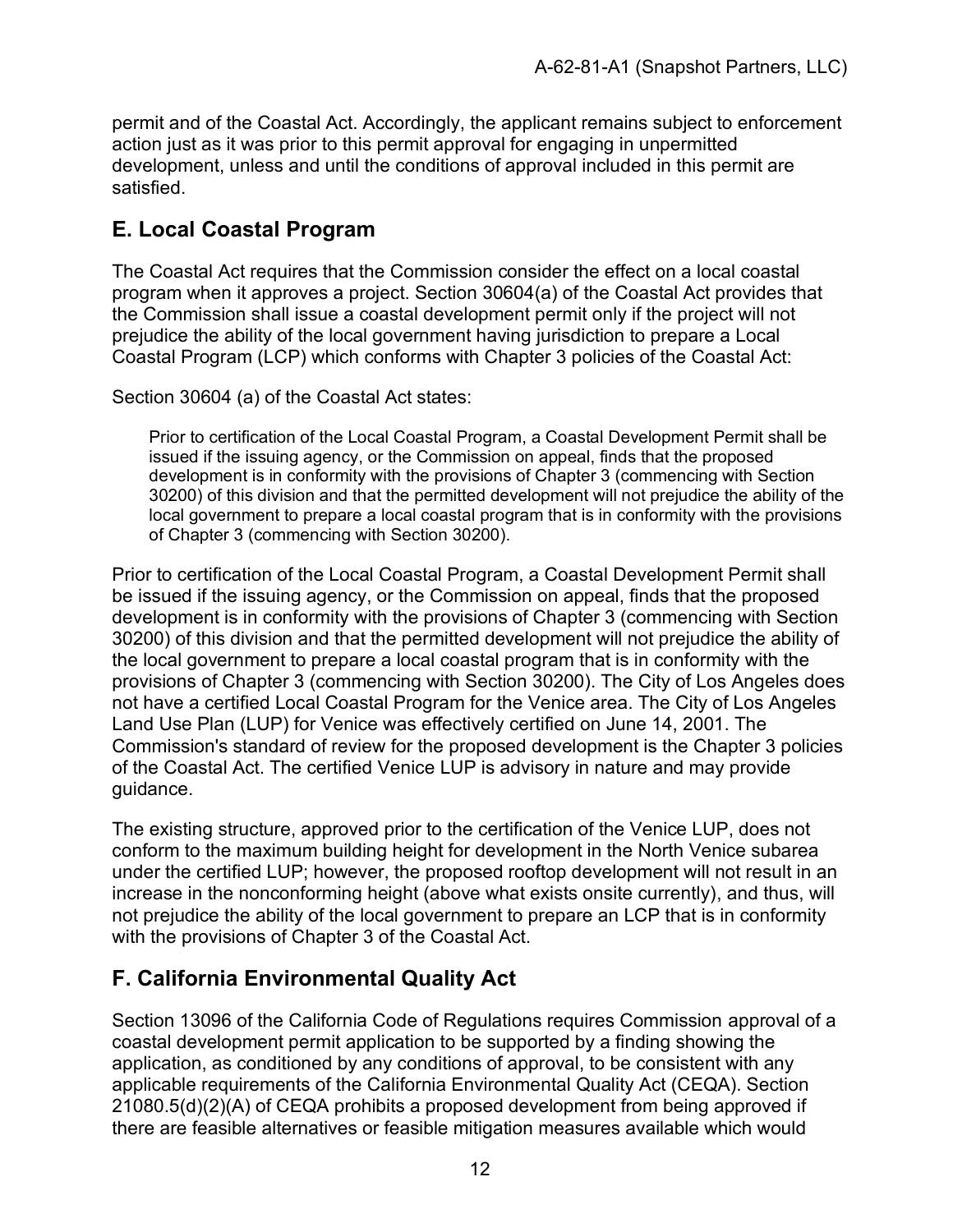permit and of the Coastal Act. Accordingly, the applicant remains subject to enforcement action just as it was prior to this permit approval for engaging in unpermitted development, unless and until the conditions of approval included in this permit are satisfied.

## E. Local Coastal Program

The Coastal Act requires that the Commission consider the effect on a local coastal program when it approves a project. Section 30604(a) of the Coastal Act provides that the Commission shall issue a coastal development permit only if the project will not prejudice the ability of the local government having jurisdiction to prepare a Local Coastal Program (LCP) which conforms with Chapter 3 policies of the Coastal Act:

Section 30604 (a) of the Coastal Act states:

> Prior to certification of the Local Coastal Program, a Coastal Development Permit shall be issued if the issuing agency, or the Commission on appeal, finds that the proposed development is in conformity with the provisions of Chapter 3 (commencing with Section 30200) of this division and that the permitted development will not prejudice the ability of the local government to prepare a local coastal program that is in conformity with the provisions of Chapter 3 (commencing with Section 30200).

Prior to certification of the Local Coastal Program, a Coastal Development Permit shall be issued if the issuing agency, or the Commission on appeal, finds that the proposed development is in conformity with the provisions of Chapter 3 (commencing with Section 30200) of this division and that the permitted development will not prejudice the ability of the local government to prepare a local coastal program that is in conformity with the provisions of Chapter 3 (commencing with Section 30200). The City of Los Angeles does not have a certified Local Coastal Program for the Venice area. The City of Los Angeles Land Use Plan (LUP) for Venice was effectively certified on June 14, 2001. The Commission's standard of review for the proposed development is the Chapter 3 policies of the Coastal Act. The certified Venice LUP is advisory in nature and may provide guidance.

The existing structure, approved prior to the certification of the Venice LUP, does not conform to the maximum building height for development in the North Venice subarea under the certified LUP; however, the proposed rooftop development will not result in an increase in the nonconforming height (above what exists onsite currently), and thus, will not prejudice the ability of the local government to prepare an LCP that is in conformity with the provisions of Chapter 3 of the Coastal Act.

## F. California Environmental Quality Act

Section 13096 of the California Code of Regulations requires Commission approval of a coastal development permit application to be supported by a finding showing the application, as conditioned by any conditions of approval, to be consistent with any applicable requirements of the California Environmental Quality Act (CEQA). Section 21080.5(d)(2)(A) of CEQA prohibits a proposed development from being approved if there are feasible alternatives or feasible mitigation measures available which would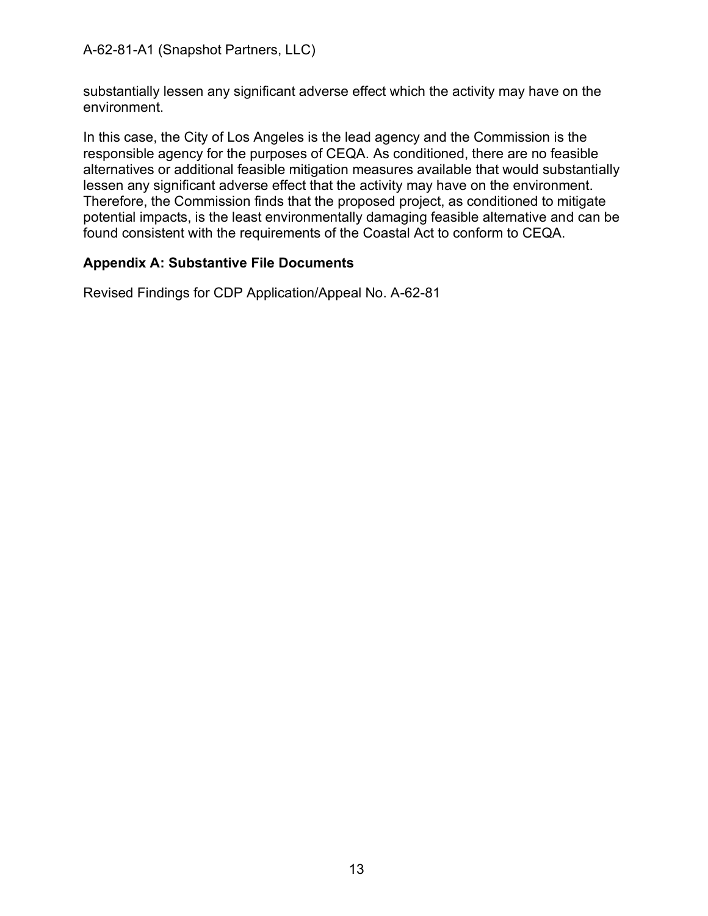substantially lessen any significant adverse effect which the activity may have on the environment.

In this case, the City of Los Angeles is the lead agency and the Commission is the responsible agency for the purposes of CEQA. As conditioned, there are no feasible alternatives or additional feasible mitigation measures available that would substantially lessen any significant adverse effect that the activity may have on the environment. Therefore, the Commission finds that the proposed project, as conditioned to mitigate potential impacts, is the least environmentally damaging feasible alternative and can be found consistent with the requirements of the Coastal Act to conform to CEQA.

**Appendix A: Substantive File Documents**

Revised Findings for CDP Application/Appeal No. A-62-81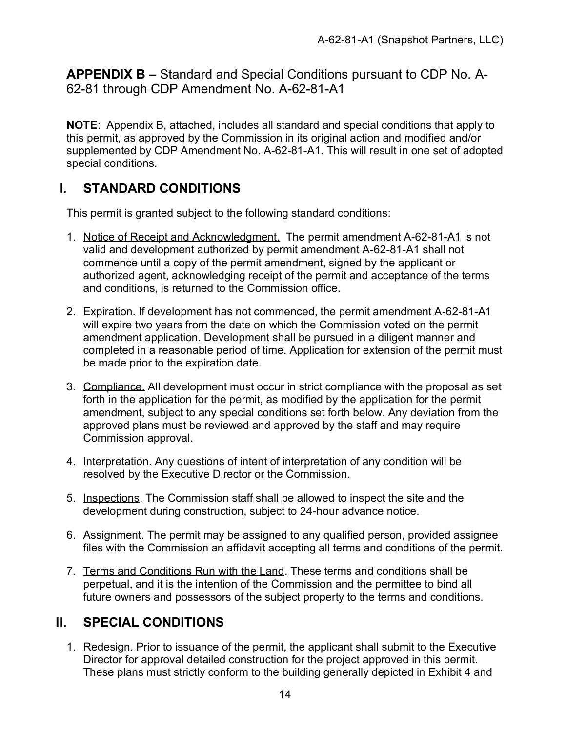**APPENDIX B –** Standard and Special Conditions pursuant to CDP No. A-62-81 through CDP Amendment No. A-62-81-A1

**NOTE**: Appendix B, attached, includes all standard and special conditions that apply to this permit, as approved by the Commission in its original action and modified and/or supplemented by CDP Amendment No. A-62-81-A1. This will result in one set of adopted special conditions.

## I. STANDARD CONDITIONS

This permit is granted subject to the following standard conditions:

1. Notice of Receipt and Acknowledgment. The permit amendment A-62-81-A1 is not valid and development authorized by permit amendment A-62-81-A1 shall not commence until a copy of the permit amendment, signed by the applicant or authorized agent, acknowledging receipt of the permit and acceptance of the terms and conditions, is returned to the Commission office.

2. Expiration. If development has not commenced, the permit amendment A-62-81-A1 will expire two years from the date on which the Commission voted on the permit amendment application. Development shall be pursued in a diligent manner and completed in a reasonable period of time. Application for extension of the permit must be made prior to the expiration date.

3. Compliance. All development must occur in strict compliance with the proposal as set forth in the application for the permit, as modified by the application for the permit amendment, subject to any special conditions set forth below. Any deviation from the approved plans must be reviewed and approved by the staff and may require Commission approval.

4. Interpretation. Any questions of intent of interpretation of any condition will be resolved by the Executive Director or the Commission.

5. Inspections. The Commission staff shall be allowed to inspect the site and the development during construction, subject to 24-hour advance notice.

6. Assignment. The permit may be assigned to any qualified person, provided assignee files with the Commission an affidavit accepting all terms and conditions of the permit.

7. Terms and Conditions Run with the Land. These terms and conditions shall be perpetual, and it is the intention of the Commission and the permittee to bind all future owners and possessors of the subject property to the terms and conditions.

## II. SPECIAL CONDITIONS

1. Redesign. Prior to issuance of the permit, the applicant shall submit to the Executive Director for approval detailed construction for the project approved in this permit. These plans must strictly conform to the building generally depicted in Exhibit 4 and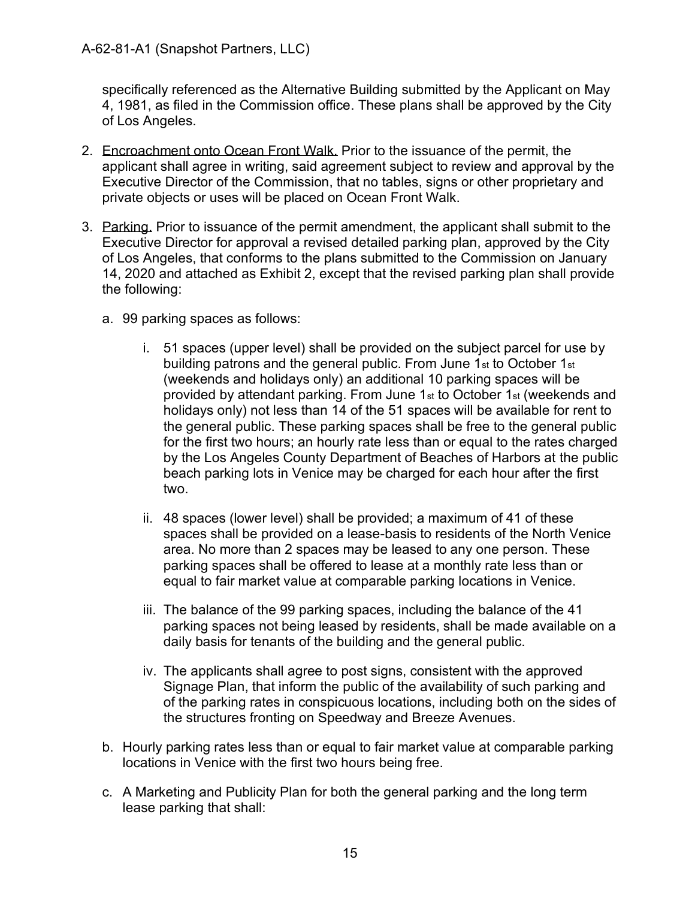specifically referenced as the Alternative Building submitted by the Applicant on May 4, 1981, as filed in the Commission office. These plans shall be approved by the City of Los Angeles.

2. Encroachment onto Ocean Front Walk. Prior to the issuance of the permit, the applicant shall agree in writing, said agreement subject to review and approval by the Executive Director of the Commission, that no tables, signs or other proprietary and private objects or uses will be placed on Ocean Front Walk.

3. Parking. Prior to issuance of the permit amendment, the applicant shall submit to the Executive Director for approval a revised detailed parking plan, approved by the City of Los Angeles, that conforms to the plans submitted to the Commission on January 14, 2020 and attached as Exhibit 2, except that the revised parking plan shall provide the following:

   a. 99 parking spaces as follows:

      i. 51 spaces (upper level) shall be provided on the subject parcel for use by building patrons and the general public. From June 1st to October 1st (weekends and holidays only) an additional 10 parking spaces will be provided by attendant parking. From June 1st to October 1st (weekends and holidays only) not less than 14 of the 51 spaces will be available for rent to the general public. These parking spaces shall be free to the general public for the first two hours; an hourly rate less than or equal to the rates charged by the Los Angeles County Department of Beaches of Harbors at the public beach parking lots in Venice may be charged for each hour after the first two.

      ii. 48 spaces (lower level) shall be provided; a maximum of 41 of these spaces shall be provided on a lease-basis to residents of the North Venice area. No more than 2 spaces may be leased to any one person. These parking spaces shall be offered to lease at a monthly rate less than or equal to fair market value at comparable parking locations in Venice.

      iii. The balance of the 99 parking spaces, including the balance of the 41 parking spaces not being leased by residents, shall be made available on a daily basis for tenants of the building and the general public.

      iv. The applicants shall agree to post signs, consistent with the approved Signage Plan, that inform the public of the availability of such parking and of the parking rates in conspicuous locations, including both on the sides of the structures fronting on Speedway and Breeze Avenues.

   b. Hourly parking rates less than or equal to fair market value at comparable parking locations in Venice with the first two hours being free.

   c. A Marketing and Publicity Plan for both the general parking and the long term lease parking that shall: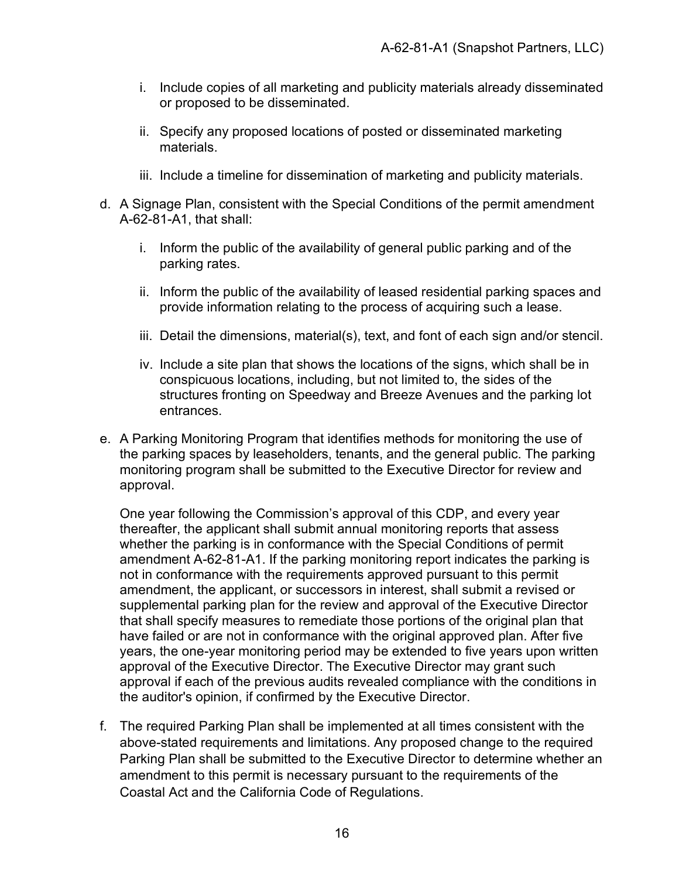i. Include copies of all marketing and publicity materials already disseminated or proposed to be disseminated.

   ii. Specify any proposed locations of posted or disseminated marketing materials.

   iii. Include a timeline for dissemination of marketing and publicity materials.

d. A Signage Plan, consistent with the Special Conditions of the permit amendment A-62-81-A1, that shall:

   i. Inform the public of the availability of general public parking and of the parking rates.

   ii. Inform the public of the availability of leased residential parking spaces and provide information relating to the process of acquiring such a lease.

   iii. Detail the dimensions, material(s), text, and font of each sign and/or stencil.

   iv. Include a site plan that shows the locations of the signs, which shall be in conspicuous locations, including, but not limited to, the sides of the structures fronting on Speedway and Breeze Avenues and the parking lot entrances.

e. A Parking Monitoring Program that identifies methods for monitoring the use of the parking spaces by leaseholders, tenants, and the general public. The parking monitoring program shall be submitted to the Executive Director for review and approval.

   One year following the Commission's approval of this CDP, and every year thereafter, the applicant shall submit annual monitoring reports that assess whether the parking is in conformance with the Special Conditions of permit amendment A-62-81-A1. If the parking monitoring report indicates the parking is not in conformance with the requirements approved pursuant to this permit amendment, the applicant, or successors in interest, shall submit a revised or supplemental parking plan for the review and approval of the Executive Director that shall specify measures to remediate those portions of the original plan that have failed or are not in conformance with the original approved plan. After five years, the one-year monitoring period may be extended to five years upon written approval of the Executive Director. The Executive Director may grant such approval if each of the previous audits revealed compliance with the conditions in the auditor's opinion, if confirmed by the Executive Director.

f. The required Parking Plan shall be implemented at all times consistent with the above-stated requirements and limitations. Any proposed change to the required Parking Plan shall be submitted to the Executive Director to determine whether an amendment to this permit is necessary pursuant to the requirements of the Coastal Act and the California Code of Regulations.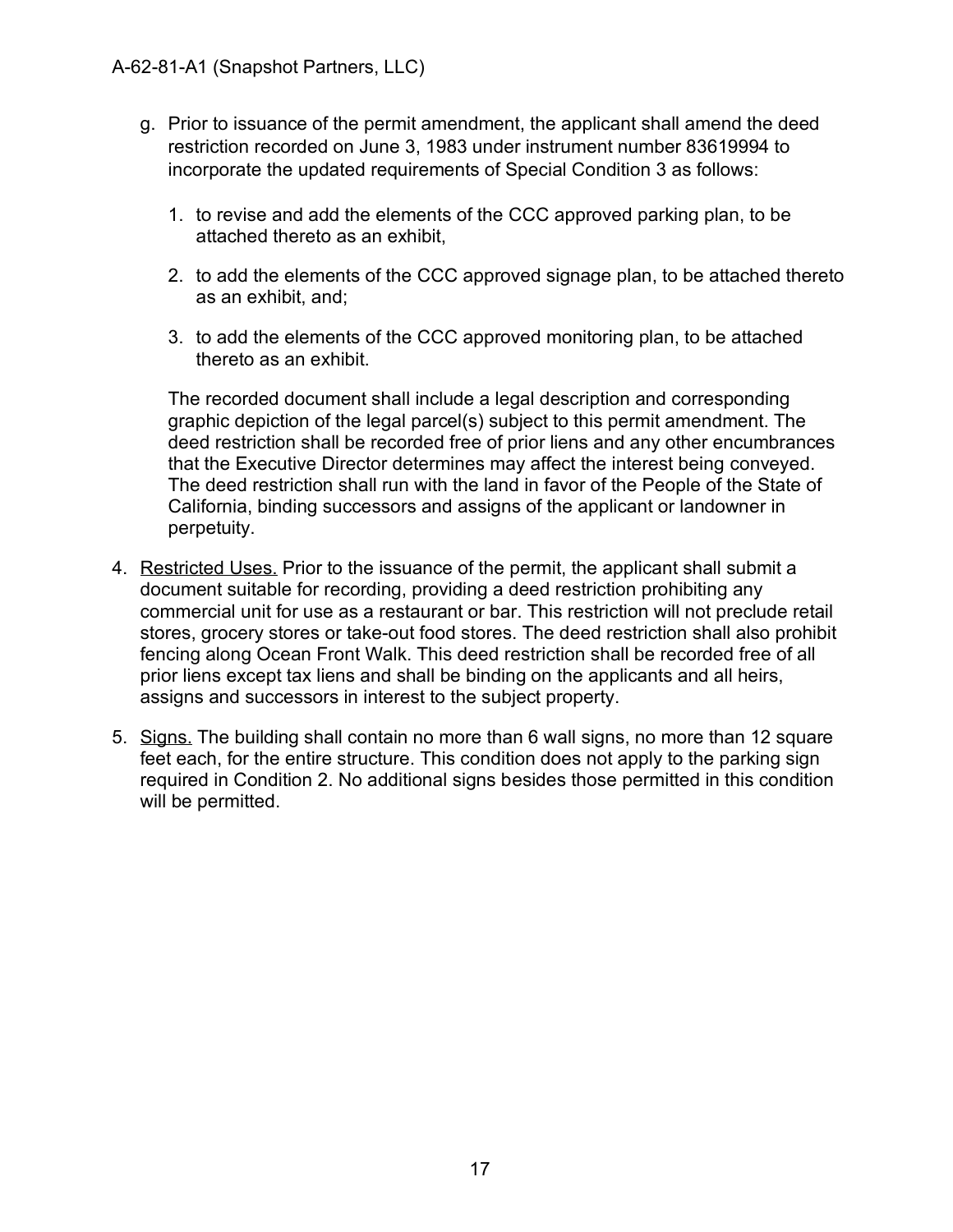g. Prior to issuance of the permit amendment, the applicant shall amend the deed restriction recorded on June 3, 1983 under instrument number 83619994 to incorporate the updated requirements of Special Condition 3 as follows:

   1. to revise and add the elements of the CCC approved parking plan, to be attached thereto as an exhibit,

   2. to add the elements of the CCC approved signage plan, to be attached thereto as an exhibit, and;

   3. to add the elements of the CCC approved monitoring plan, to be attached thereto as an exhibit.

   The recorded document shall include a legal description and corresponding graphic depiction of the legal parcel(s) subject to this permit amendment. The deed restriction shall be recorded free of prior liens and any other encumbrances that the Executive Director determines may affect the interest being conveyed. The deed restriction shall run with the land in favor of the People of the State of California, binding successors and assigns of the applicant or landowner in perpetuity.

4. <u>Restricted Uses.</u> Prior to the issuance of the permit, the applicant shall submit a document suitable for recording, providing a deed restriction prohibiting any commercial unit for use as a restaurant or bar. This restriction will not preclude retail stores, grocery stores or take-out food stores. The deed restriction shall also prohibit fencing along Ocean Front Walk. This deed restriction shall be recorded free of all prior liens except tax liens and shall be binding on the applicants and all heirs, assigns and successors in interest to the subject property.

5. <u>Signs.</u> The building shall contain no more than 6 wall signs, no more than 12 square feet each, for the entire structure. This condition does not apply to the parking sign required in Condition 2. No additional signs besides those permitted in this condition will be permitted.